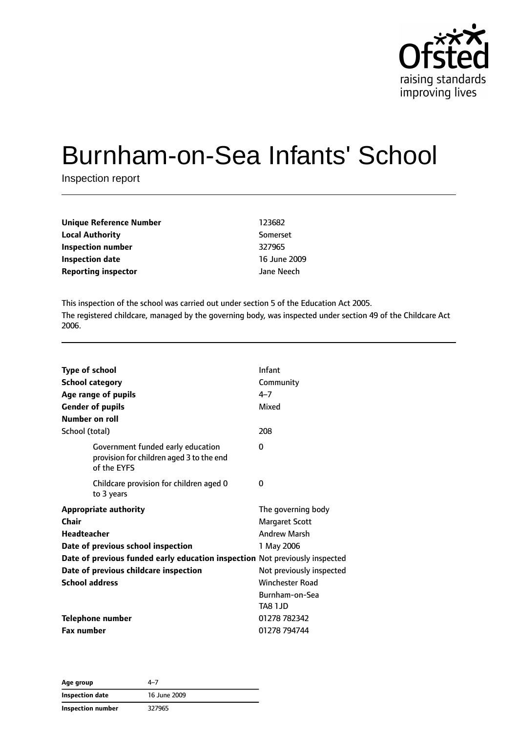# Burnham-on-Sea Infants' School

Inspection report

| | |
|---|---|
| **Unique Reference Number** | 123682 |
| **Local Authority** | Somerset |
| **Inspection number** | 327965 |
| **Inspection date** | 16 June 2009 |
| **Reporting inspector** | Jane Neech |

This inspection of the school was carried out under section 5 of the Education Act 2005.

The registered childcare, managed by the governing body, was inspected under section 49 of the Childcare Act 2006.

| | |
|---|---|
| **Type of school** | Infant |
| **School category** | Community |
| **Age range of pupils** | 4–7 |
| **Gender of pupils** | Mixed |
| **Number on roll** | |
| School (total) | 208 |
| Government funded early education provision for children aged 3 to the end of the EYFS | 0 |
| Childcare provision for children aged 0 to 3 years | 0 |
| **Appropriate authority** | The governing body |
| **Chair** | Margaret Scott |
| **Headteacher** | Andrew Marsh |
| **Date of previous school inspection** | 1 May 2006 |
| **Date of previous funded early education inspection** | Not previously inspected |
| **Date of previous childcare inspection** | Not previously inspected |
| **School address** | Winchester Road<br>Burnham-on-Sea<br>TA8 1JD |
| **Telephone number** | 01278 782342 |
| **Fax number** | 01278 794744 |

| | |
|---|---|
| **Age group** | 4–7 |
| **Inspection date** | 16 June 2009 |
| **Inspection number** | 327965 |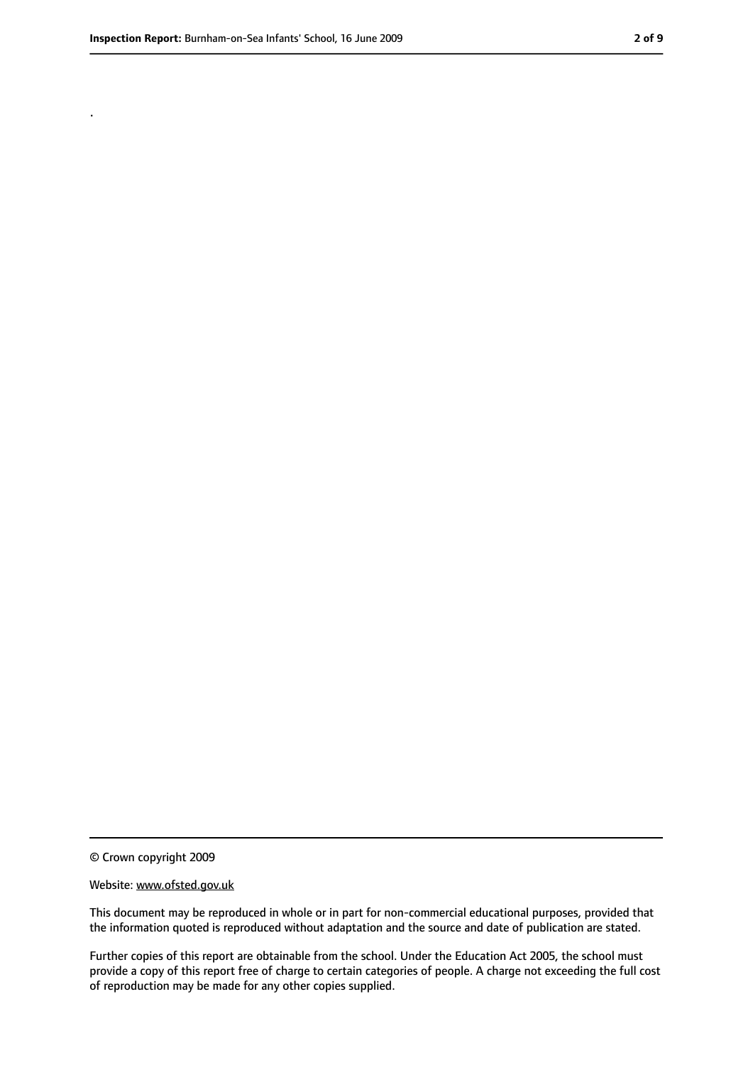.

© Crown copyright 2009

Website: www.ofsted.gov.uk

This document may be reproduced in whole or in part for non-commercial educational purposes, provided that the information quoted is reproduced without adaptation and the source and date of publication are stated.

Further copies of this report are obtainable from the school. Under the Education Act 2005, the school must provide a copy of this report free of charge to certain categories of people. A charge not exceeding the full cost of reproduction may be made for any other copies supplied.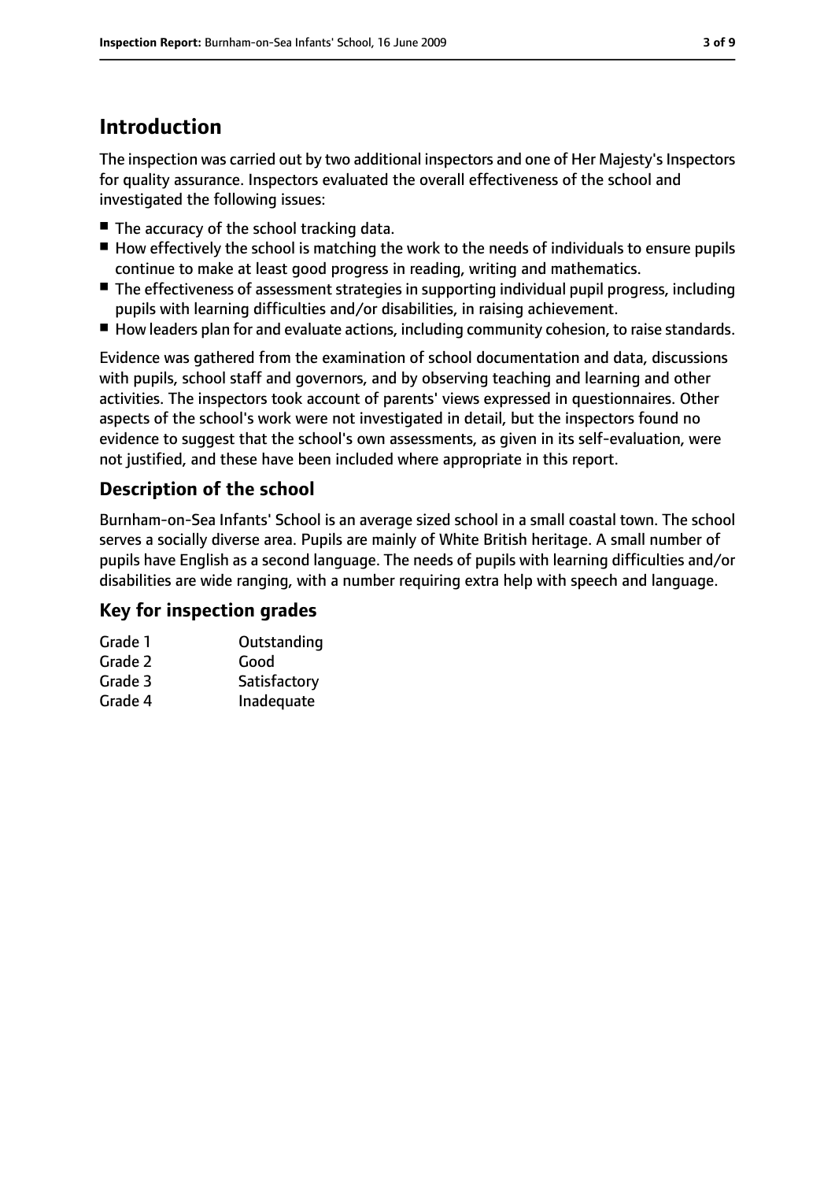# Introduction

The inspection was carried out by two additional inspectors and one of Her Majesty's Inspectors for quality assurance. Inspectors evaluated the overall effectiveness of the school and investigated the following issues:

- The accuracy of the school tracking data.
- How effectively the school is matching the work to the needs of individuals to ensure pupils continue to make at least good progress in reading, writing and mathematics.
- The effectiveness of assessment strategies in supporting individual pupil progress, including pupils with learning difficulties and/or disabilities, in raising achievement.
- How leaders plan for and evaluate actions, including community cohesion, to raise standards.

Evidence was gathered from the examination of school documentation and data, discussions with pupils, school staff and governors, and by observing teaching and learning and other activities. The inspectors took account of parents' views expressed in questionnaires. Other aspects of the school's work were not investigated in detail, but the inspectors found no evidence to suggest that the school's own assessments, as given in its self-evaluation, were not justified, and these have been included where appropriate in this report.

## Description of the school

Burnham-on-Sea Infants' School is an average sized school in a small coastal town. The school serves a socially diverse area. Pupils are mainly of White British heritage. A small number of pupils have English as a second language. The needs of pupils with learning difficulties and/or disabilities are wide ranging, with a number requiring extra help with speech and language.

## Key for inspection grades

| | |
|---|---|
| Grade 1 | Outstanding |
| Grade 2 | Good |
| Grade 3 | Satisfactory |
| Grade 4 | Inadequate |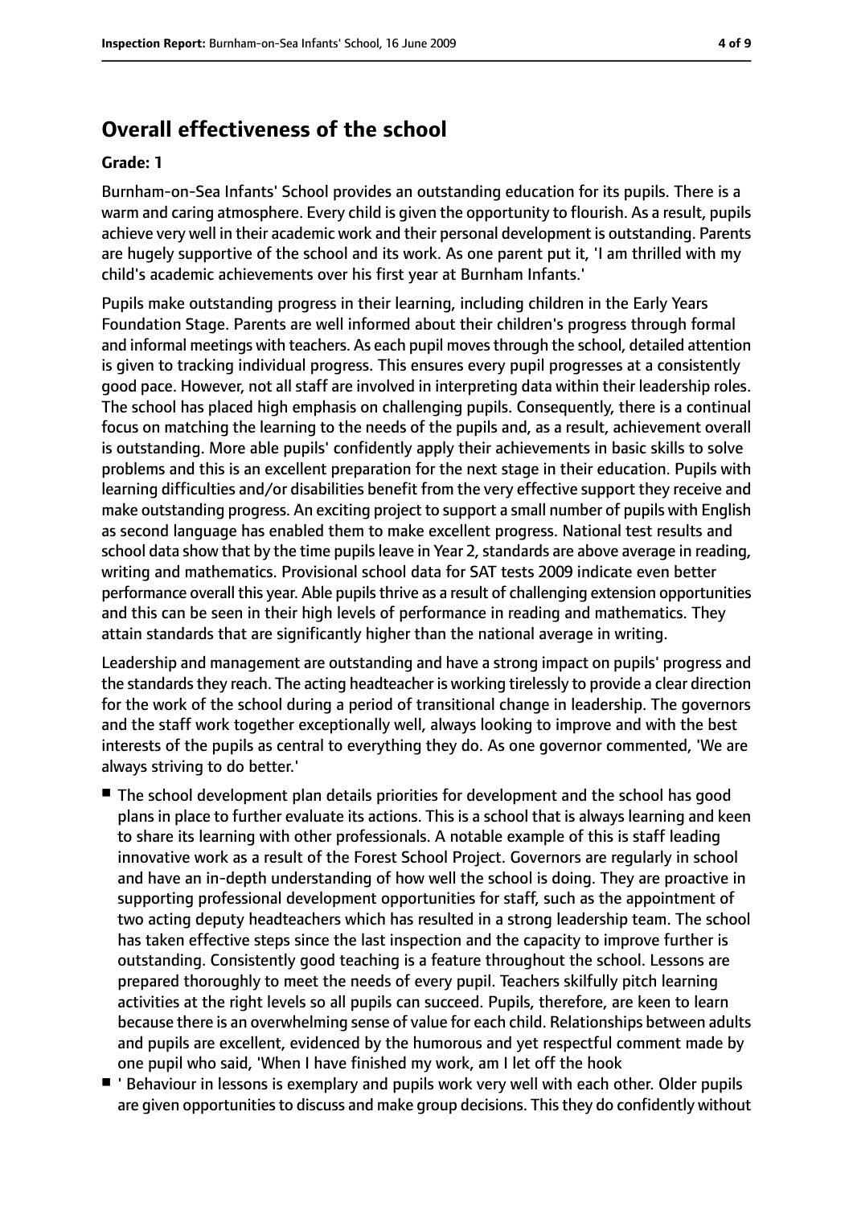## Overall effectiveness of the school

**Grade: 1**

Burnham-on-Sea Infants' School provides an outstanding education for its pupils. There is a warm and caring atmosphere. Every child is given the opportunity to flourish. As a result, pupils achieve very well in their academic work and their personal development is outstanding. Parents are hugely supportive of the school and its work. As one parent put it, 'I am thrilled with my child's academic achievements over his first year at Burnham Infants.'

Pupils make outstanding progress in their learning, including children in the Early Years Foundation Stage. Parents are well informed about their children's progress through formal and informal meetings with teachers. As each pupil moves through the school, detailed attention is given to tracking individual progress. This ensures every pupil progresses at a consistently good pace. However, not all staff are involved in interpreting data within their leadership roles. The school has placed high emphasis on challenging pupils. Consequently, there is a continual focus on matching the learning to the needs of the pupils and, as a result, achievement overall is outstanding. More able pupils' confidently apply their achievements in basic skills to solve problems and this is an excellent preparation for the next stage in their education. Pupils with learning difficulties and/or disabilities benefit from the very effective support they receive and make outstanding progress. An exciting project to support a small number of pupils with English as second language has enabled them to make excellent progress. National test results and school data show that by the time pupils leave in Year 2, standards are above average in reading, writing and mathematics. Provisional school data for SAT tests 2009 indicate even better performance overall this year. Able pupils thrive as a result of challenging extension opportunities and this can be seen in their high levels of performance in reading and mathematics. They attain standards that are significantly higher than the national average in writing.

Leadership and management are outstanding and have a strong impact on pupils' progress and the standards they reach. The acting headteacher is working tirelessly to provide a clear direction for the work of the school during a period of transitional change in leadership. The governors and the staff work together exceptionally well, always looking to improve and with the best interests of the pupils as central to everything they do. As one governor commented, 'We are always striving to do better.'

- The school development plan details priorities for development and the school has good plans in place to further evaluate its actions. This is a school that is always learning and keen to share its learning with other professionals. A notable example of this is staff leading innovative work as a result of the Forest School Project. Governors are regularly in school and have an in-depth understanding of how well the school is doing. They are proactive in supporting professional development opportunities for staff, such as the appointment of two acting deputy headteachers which has resulted in a strong leadership team. The school has taken effective steps since the last inspection and the capacity to improve further is outstanding. Consistently good teaching is a feature throughout the school. Lessons are prepared thoroughly to meet the needs of every pupil. Teachers skilfully pitch learning activities at the right levels so all pupils can succeed. Pupils, therefore, are keen to learn because there is an overwhelming sense of value for each child. Relationships between adults and pupils are excellent, evidenced by the humorous and yet respectful comment made by one pupil who said, 'When I have finished my work, am I let off the hook
- ' Behaviour in lessons is exemplary and pupils work very well with each other. Older pupils are given opportunities to discuss and make group decisions. This they do confidently without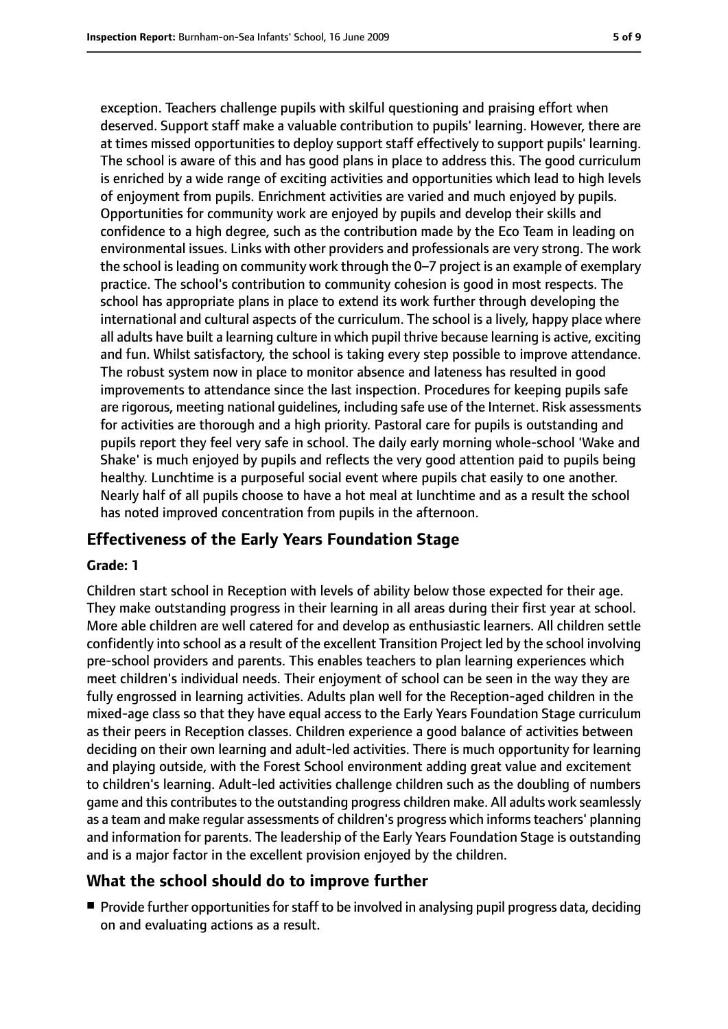exception. Teachers challenge pupils with skilful questioning and praising effort when deserved. Support staff make a valuable contribution to pupils' learning. However, there are at times missed opportunities to deploy support staff effectively to support pupils' learning. The school is aware of this and has good plans in place to address this. The good curriculum is enriched by a wide range of exciting activities and opportunities which lead to high levels of enjoyment from pupils. Enrichment activities are varied and much enjoyed by pupils. Opportunities for community work are enjoyed by pupils and develop their skills and confidence to a high degree, such as the contribution made by the Eco Team in leading on environmental issues. Links with other providers and professionals are very strong. The work the school is leading on community work through the 0–7 project is an example of exemplary practice. The school's contribution to community cohesion is good in most respects. The school has appropriate plans in place to extend its work further through developing the international and cultural aspects of the curriculum. The school is a lively, happy place where all adults have built a learning culture in which pupil thrive because learning is active, exciting and fun. Whilst satisfactory, the school is taking every step possible to improve attendance. The robust system now in place to monitor absence and lateness has resulted in good improvements to attendance since the last inspection. Procedures for keeping pupils safe are rigorous, meeting national guidelines, including safe use of the Internet. Risk assessments for activities are thorough and a high priority. Pastoral care for pupils is outstanding and pupils report they feel very safe in school. The daily early morning whole-school 'Wake and Shake' is much enjoyed by pupils and reflects the very good attention paid to pupils being healthy. Lunchtime is a purposeful social event where pupils chat easily to one another. Nearly half of all pupils choose to have a hot meal at lunchtime and as a result the school has noted improved concentration from pupils in the afternoon.

## Effectiveness of the Early Years Foundation Stage

**Grade: 1**

Children start school in Reception with levels of ability below those expected for their age. They make outstanding progress in their learning in all areas during their first year at school. More able children are well catered for and develop as enthusiastic learners. All children settle confidently into school as a result of the excellent Transition Project led by the school involving pre-school providers and parents. This enables teachers to plan learning experiences which meet children's individual needs. Their enjoyment of school can be seen in the way they are fully engrossed in learning activities. Adults plan well for the Reception-aged children in the mixed-age class so that they have equal access to the Early Years Foundation Stage curriculum as their peers in Reception classes. Children experience a good balance of activities between deciding on their own learning and adult-led activities. There is much opportunity for learning and playing outside, with the Forest School environment adding great value and excitement to children's learning. Adult-led activities challenge children such as the doubling of numbers game and this contributes to the outstanding progress children make. All adults work seamlessly as a team and make regular assessments of children's progress which informs teachers' planning and information for parents. The leadership of the Early Years Foundation Stage is outstanding and is a major factor in the excellent provision enjoyed by the children.

## What the school should do to improve further

- Provide further opportunities for staff to be involved in analysing pupil progress data, deciding on and evaluating actions as a result.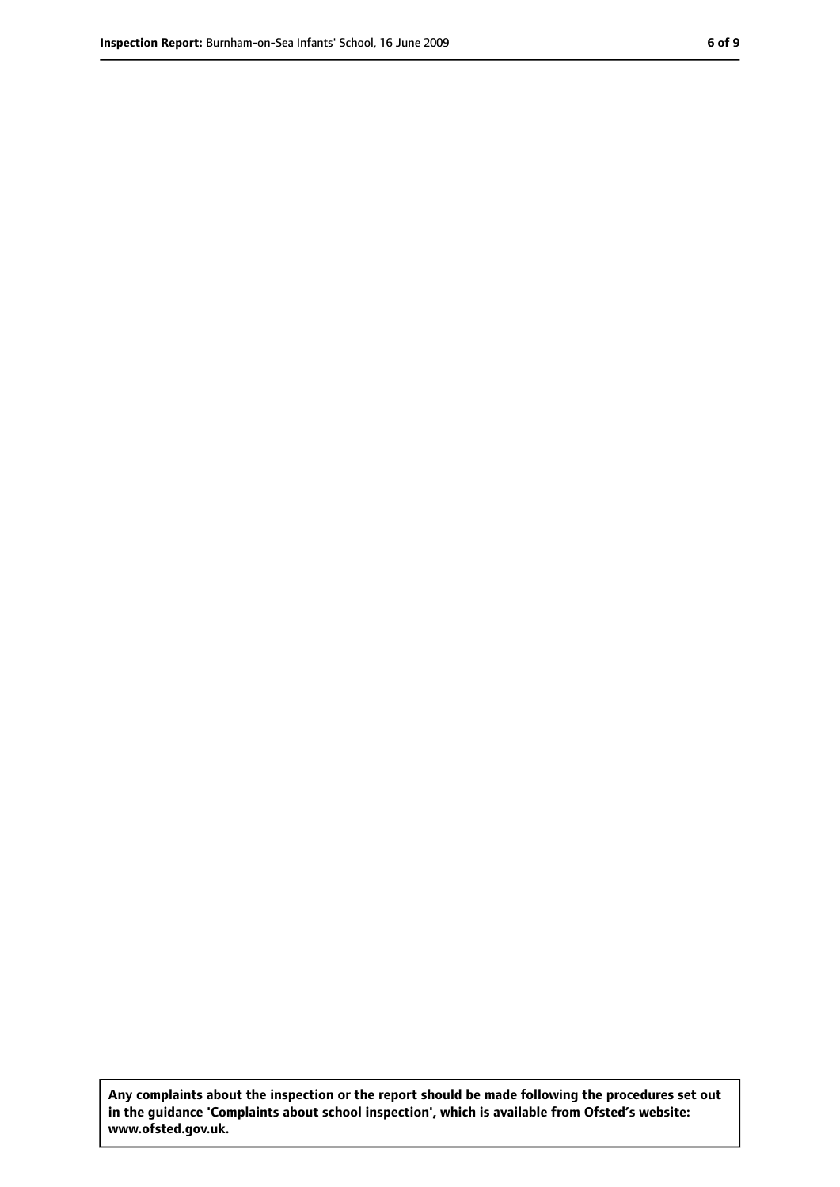**Any complaints about the inspection or the report should be made following the procedures set out in the guidance 'Complaints about school inspection', which is available from Ofsted's website: www.ofsted.gov.uk.**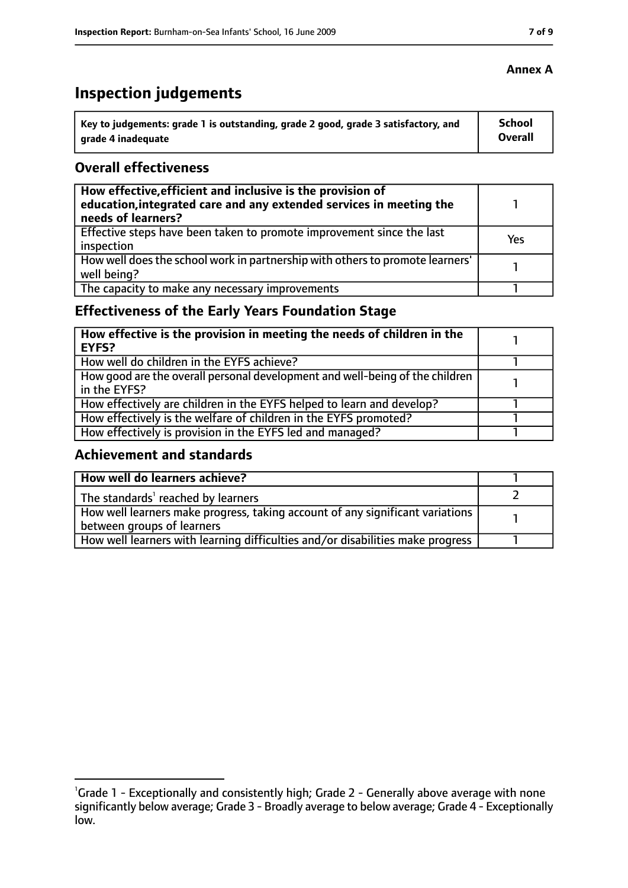**Annex A**

# Inspection judgements

| Key to judgements: grade 1 is outstanding, grade 2 good, grade 3 satisfactory, and grade 4 inadequate | School Overall |
|---|---|

## Overall effectiveness

| | |
|---|---|
| **How effective, efficient and inclusive is the provision of education, integrated care and any extended services in meeting the needs of learners?** | 1 |
| Effective steps have been taken to promote improvement since the last inspection | Yes |
| How well does the school work in partnership with others to promote learners' well being? | 1 |
| The capacity to make any necessary improvements | 1 |

## Effectiveness of the Early Years Foundation Stage

| | |
|---|---|
| **How effective is the provision in meeting the needs of children in the EYFS?** | 1 |
| How well do children in the EYFS achieve? | 1 |
| How good are the overall personal development and well-being of the children in the EYFS? | 1 |
| How effectively are children in the EYFS helped to learn and develop? | 1 |
| How effectively is the welfare of children in the EYFS promoted? | 1 |
| How effectively is provision in the EYFS led and managed? | 1 |

## Achievement and standards

| | |
|---|---|
| **How well do learners achieve?** | 1 |
| The standards[1] reached by learners | 2 |
| How well learners make progress, taking account of any significant variations between groups of learners | 1 |
| How well learners with learning difficulties and/or disabilities make progress | 1 |

[1]Grade 1 - Exceptionally and consistently high; Grade 2 - Generally above average with none significantly below average; Grade 3 - Broadly average to below average; Grade 4 - Exceptionally low.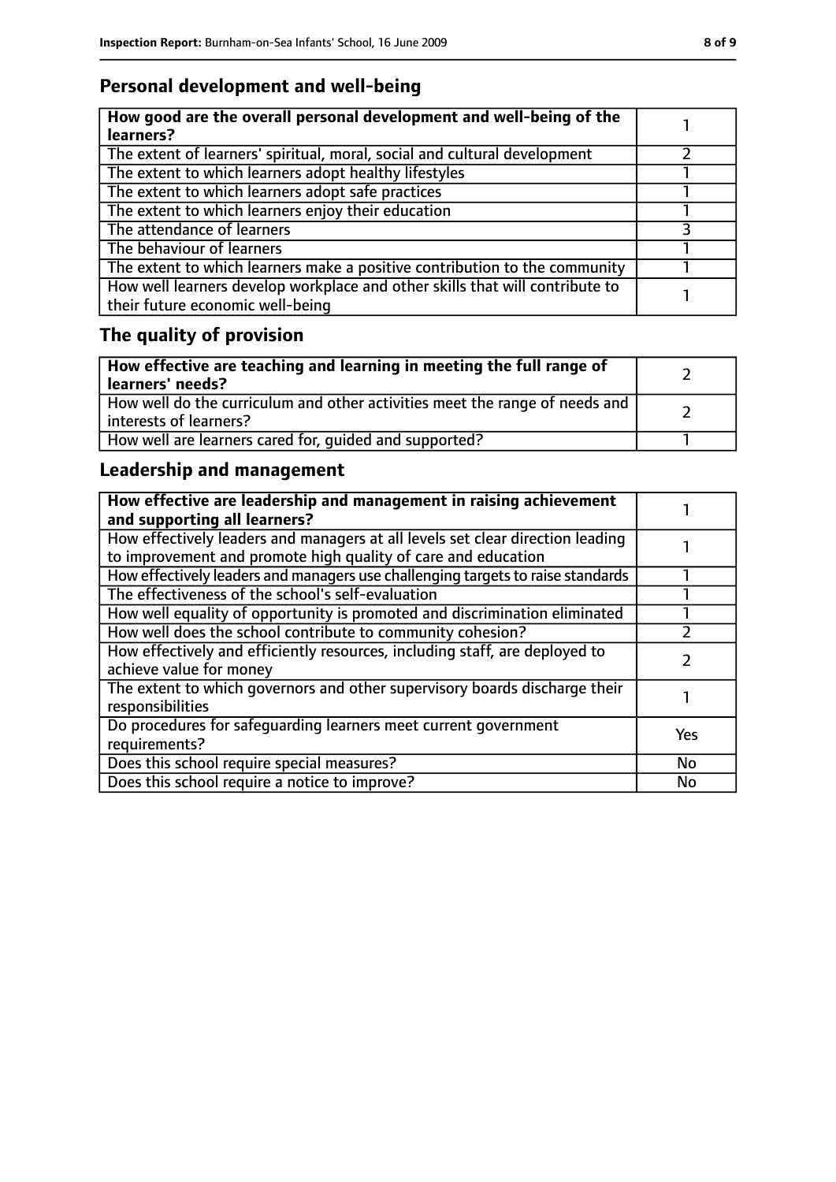## Personal development and well-being

| How good are the overall personal development and well-being of the learners? | 1 |
|---|---|
| The extent of learners' spiritual, moral, social and cultural development | 2 |
| The extent to which learners adopt healthy lifestyles | 1 |
| The extent to which learners adopt safe practices | 1 |
| The extent to which learners enjoy their education | 1 |
| The attendance of learners | 3 |
| The behaviour of learners | 1 |
| The extent to which learners make a positive contribution to the community | 1 |
| How well learners develop workplace and other skills that will contribute to their future economic well-being | 1 |

## The quality of provision

| How effective are teaching and learning in meeting the full range of learners' needs? | 2 |
|---|---|
| How well do the curriculum and other activities meet the range of needs and interests of learners? | 2 |
| How well are learners cared for, guided and supported? | 1 |

## Leadership and management

| How effective are leadership and management in raising achievement and supporting all learners? | 1 |
|---|---|
| How effectively leaders and managers at all levels set clear direction leading to improvement and promote high quality of care and education | 1 |
| How effectively leaders and managers use challenging targets to raise standards | 1 |
| The effectiveness of the school's self-evaluation | 1 |
| How well equality of opportunity is promoted and discrimination eliminated | 1 |
| How well does the school contribute to community cohesion? | 2 |
| How effectively and efficiently resources, including staff, are deployed to achieve value for money | 2 |
| The extent to which governors and other supervisory boards discharge their responsibilities | 1 |
| Do procedures for safeguarding learners meet current government requirements? | Yes |
| Does this school require special measures? | No |
| Does this school require a notice to improve? | No |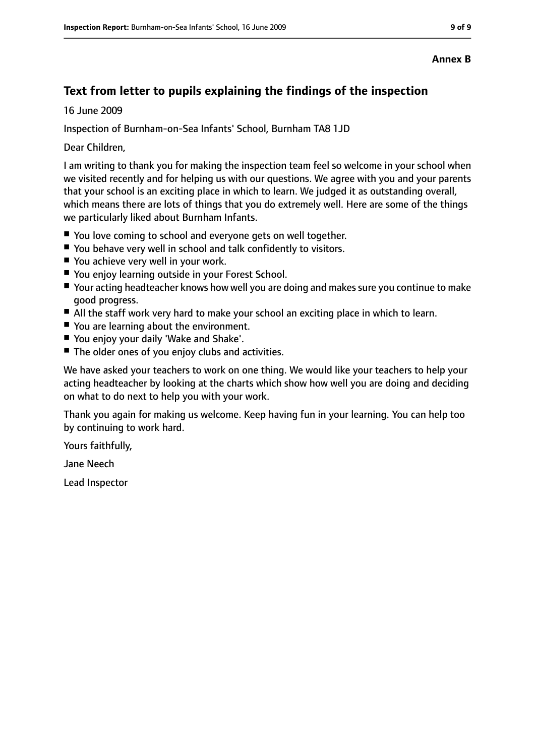**Annex B**

## Text from letter to pupils explaining the findings of the inspection

16 June 2009

Inspection of Burnham-on-Sea Infants' School, Burnham TA8 1JD

Dear Children,

I am writing to thank you for making the inspection team feel so welcome in your school when we visited recently and for helping us with our questions. We agree with you and your parents that your school is an exciting place in which to learn. We judged it as outstanding overall, which means there are lots of things that you do extremely well. Here are some of the things we particularly liked about Burnham Infants.

- You love coming to school and everyone gets on well together.
- You behave very well in school and talk confidently to visitors.
- You achieve very well in your work.
- You enjoy learning outside in your Forest School.
- Your acting headteacher knows how well you are doing and makes sure you continue to make good progress.
- All the staff work very hard to make your school an exciting place in which to learn.
- You are learning about the environment.
- You enjoy your daily 'Wake and Shake'.
- The older ones of you enjoy clubs and activities.

We have asked your teachers to work on one thing. We would like your teachers to help your acting headteacher by looking at the charts which show how well you are doing and deciding on what to do next to help you with your work.

Thank you again for making us welcome. Keep having fun in your learning. You can help too by continuing to work hard.

Yours faithfully,

Jane Neech

Lead Inspector